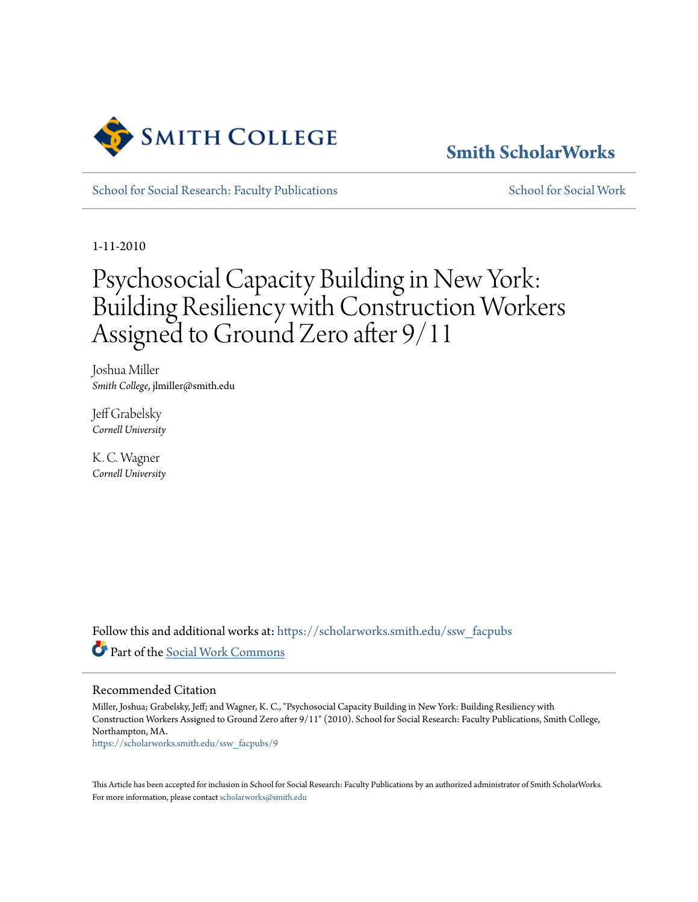Smith College

**Smith ScholarWorks**

School for Social Research: Faculty Publications | School for Social Work

1-11-2010

# Psychosocial Capacity Building in New York: Building Resiliency with Construction Workers Assigned to Ground Zero after 9/11

Joshua Miller
*Smith College*, jlmiller@smith.edu

Jeff Grabelsky
*Cornell University*

K. C. Wagner
*Cornell University*

Follow this and additional works at: https://scholarworks.smith.edu/ssw_facpubs

Part of the Social Work Commons

## Recommended Citation

Miller, Joshua; Grabelsky, Jeff; and Wagner, K. C., "Psychosocial Capacity Building in New York: Building Resiliency with Construction Workers Assigned to Ground Zero after 9/11" (2010). School for Social Research: Faculty Publications, Smith College, Northampton, MA.
https://scholarworks.smith.edu/ssw_facpubs/9

This Article has been accepted for inclusion in School for Social Research: Faculty Publications by an authorized administrator of Smith ScholarWorks. For more information, please contact scholarworks@smith.edu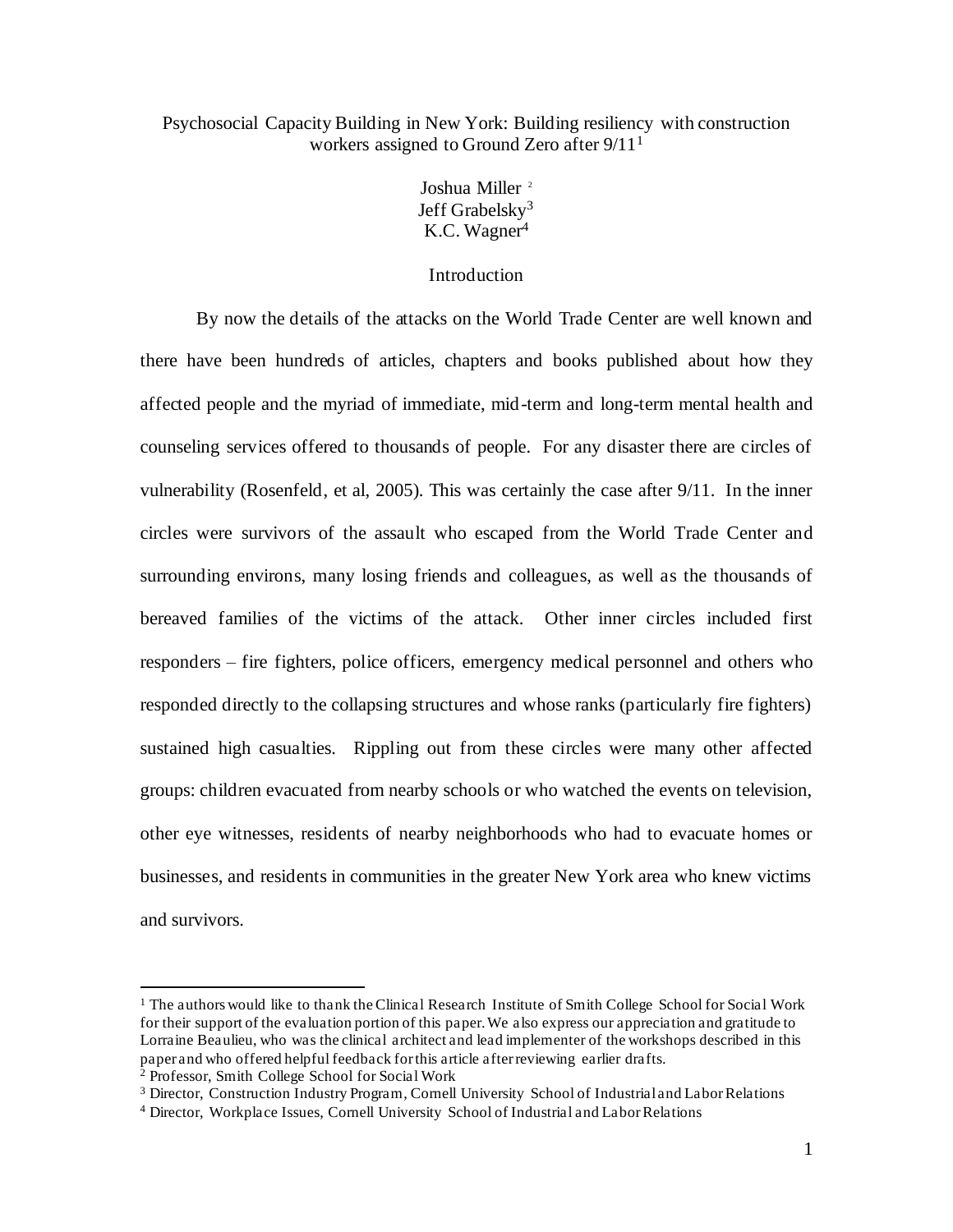# Psychosocial Capacity Building in New York: Building resiliency with construction workers assigned to Ground Zero after 9/11[1]

Joshua Miller [2]
Jeff Grabelsky[3]
K.C. Wagner[4]

## Introduction

By now the details of the attacks on the World Trade Center are well known and there have been hundreds of articles, chapters and books published about how they affected people and the myriad of immediate, mid-term and long-term mental health and counseling services offered to thousands of people. For any disaster there are circles of vulnerability (Rosenfeld, et al, 2005). This was certainly the case after 9/11. In the inner circles were survivors of the assault who escaped from the World Trade Center and surrounding environs, many losing friends and colleagues, as well as the thousands of bereaved families of the victims of the attack. Other inner circles included first responders – fire fighters, police officers, emergency medical personnel and others who responded directly to the collapsing structures and whose ranks (particularly fire fighters) sustained high casualties. Rippling out from these circles were many other affected groups: children evacuated from nearby schools or who watched the events on television, other eye witnesses, residents of nearby neighborhoods who had to evacuate homes or businesses, and residents in communities in the greater New York area who knew victims and survivors.

---

[1] The authors would like to thank the Clinical Research Institute of Smith College School for Social Work for their support of the evaluation portion of this paper. We also express our appreciation and gratitude to Lorraine Beaulieu, who was the clinical architect and lead implementer of the workshops described in this paper and who offered helpful feedback for this article after reviewing earlier drafts.

[2] Professor, Smith College School for Social Work

[3] Director, Construction Industry Program, Cornell University School of Industrial and Labor Relations

[4] Director, Workplace Issues, Cornell University School of Industrial and Labor Relations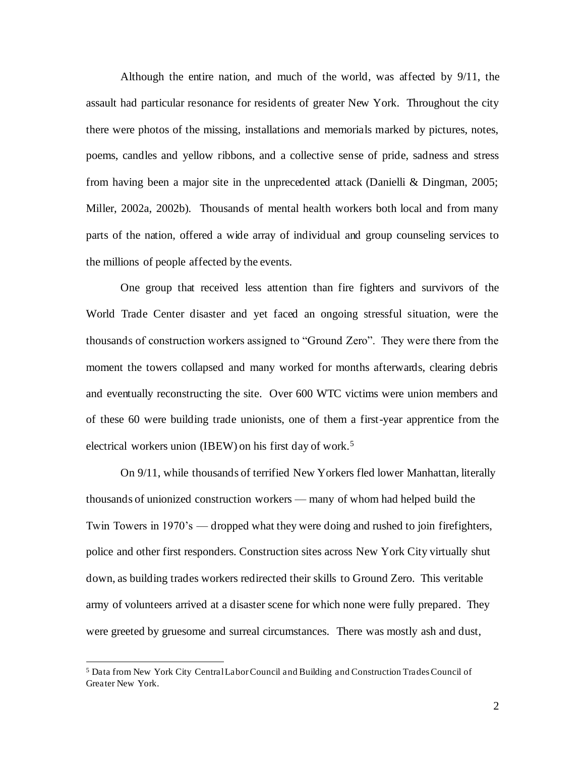Although the entire nation, and much of the world, was affected by 9/11, the assault had particular resonance for residents of greater New York. Throughout the city there were photos of the missing, installations and memorials marked by pictures, notes, poems, candles and yellow ribbons, and a collective sense of pride, sadness and stress from having been a major site in the unprecedented attack (Danielli & Dingman, 2005; Miller, 2002a, 2002b). Thousands of mental health workers both local and from many parts of the nation, offered a wide array of individual and group counseling services to the millions of people affected by the events.

One group that received less attention than fire fighters and survivors of the World Trade Center disaster and yet faced an ongoing stressful situation, were the thousands of construction workers assigned to "Ground Zero". They were there from the moment the towers collapsed and many worked for months afterwards, clearing debris and eventually reconstructing the site. Over 600 WTC victims were union members and of these 60 were building trade unionists, one of them a first-year apprentice from the electrical workers union (IBEW) on his first day of work.[5]

On 9/11, while thousands of terrified New Yorkers fled lower Manhattan, literally thousands of unionized construction workers — many of whom had helped build the Twin Towers in 1970's — dropped what they were doing and rushed to join firefighters, police and other first responders. Construction sites across New York City virtually shut down, as building trades workers redirected their skills to Ground Zero. This veritable army of volunteers arrived at a disaster scene for which none were fully prepared. They were greeted by gruesome and surreal circumstances. There was mostly ash and dust,

[5] Data from New York City Central Labor Council and Building and Construction Trades Council of Greater New York.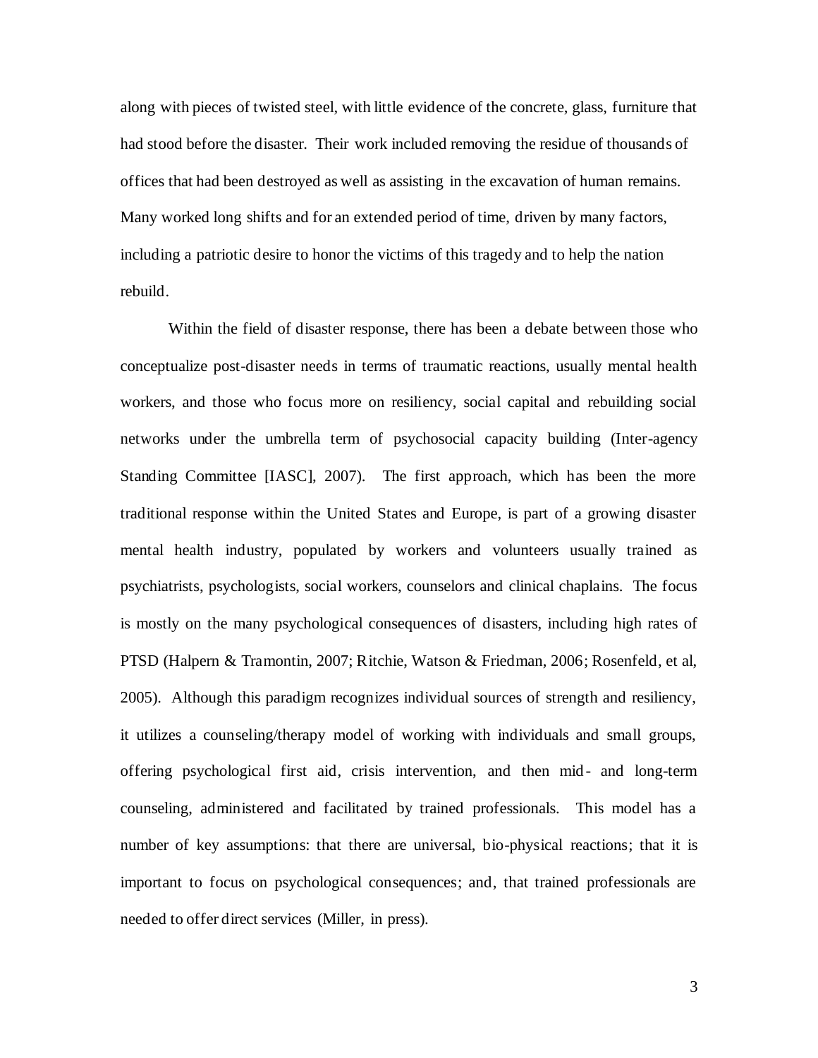along with pieces of twisted steel, with little evidence of the concrete, glass, furniture that had stood before the disaster. Their work included removing the residue of thousands of offices that had been destroyed as well as assisting in the excavation of human remains. Many worked long shifts and for an extended period of time, driven by many factors, including a patriotic desire to honor the victims of this tragedy and to help the nation rebuild.

Within the field of disaster response, there has been a debate between those who conceptualize post-disaster needs in terms of traumatic reactions, usually mental health workers, and those who focus more on resiliency, social capital and rebuilding social networks under the umbrella term of psychosocial capacity building (Inter-agency Standing Committee [IASC], 2007). The first approach, which has been the more traditional response within the United States and Europe, is part of a growing disaster mental health industry, populated by workers and volunteers usually trained as psychiatrists, psychologists, social workers, counselors and clinical chaplains. The focus is mostly on the many psychological consequences of disasters, including high rates of PTSD (Halpern & Tramontin, 2007; Ritchie, Watson & Friedman, 2006; Rosenfeld, et al, 2005). Although this paradigm recognizes individual sources of strength and resiliency, it utilizes a counseling/therapy model of working with individuals and small groups, offering psychological first aid, crisis intervention, and then mid- and long-term counseling, administered and facilitated by trained professionals. This model has a number of key assumptions: that there are universal, bio-physical reactions; that it is important to focus on psychological consequences; and, that trained professionals are needed to offer direct services (Miller, in press).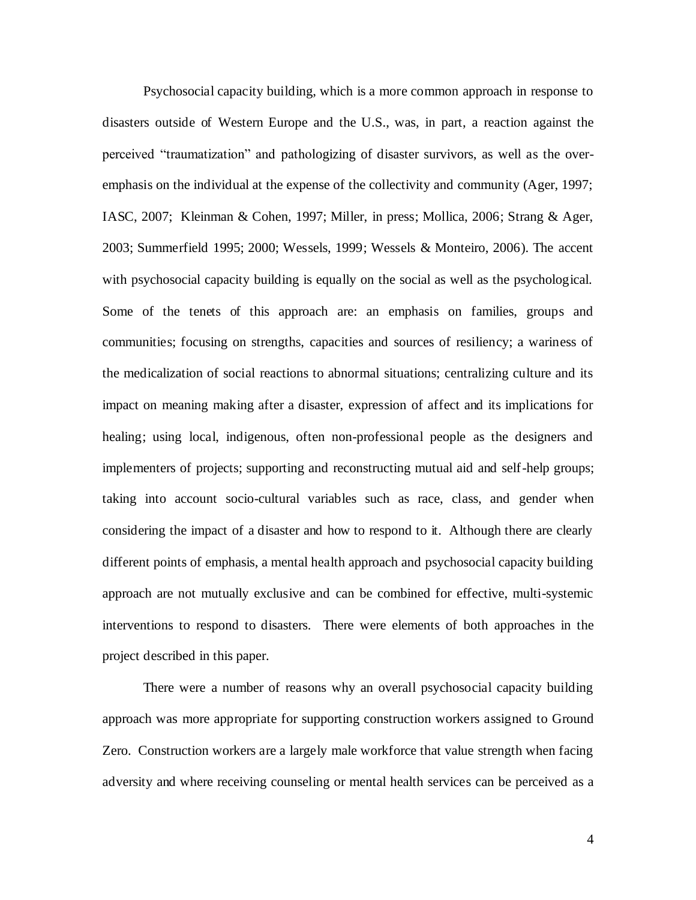Psychosocial capacity building, which is a more common approach in response to disasters outside of Western Europe and the U.S., was, in part, a reaction against the perceived "traumatization" and pathologizing of disaster survivors, as well as the over-emphasis on the individual at the expense of the collectivity and community (Ager, 1997; IASC, 2007; Kleinman & Cohen, 1997; Miller, in press; Mollica, 2006; Strang & Ager, 2003; Summerfield 1995; 2000; Wessels, 1999; Wessels & Monteiro, 2006). The accent with psychosocial capacity building is equally on the social as well as the psychological. Some of the tenets of this approach are: an emphasis on families, groups and communities; focusing on strengths, capacities and sources of resiliency; a wariness of the medicalization of social reactions to abnormal situations; centralizing culture and its impact on meaning making after a disaster, expression of affect and its implications for healing; using local, indigenous, often non-professional people as the designers and implementers of projects; supporting and reconstructing mutual aid and self-help groups; taking into account socio-cultural variables such as race, class, and gender when considering the impact of a disaster and how to respond to it. Although there are clearly different points of emphasis, a mental health approach and psychosocial capacity building approach are not mutually exclusive and can be combined for effective, multi-systemic interventions to respond to disasters. There were elements of both approaches in the project described in this paper.

There were a number of reasons why an overall psychosocial capacity building approach was more appropriate for supporting construction workers assigned to Ground Zero. Construction workers are a largely male workforce that value strength when facing adversity and where receiving counseling or mental health services can be perceived as a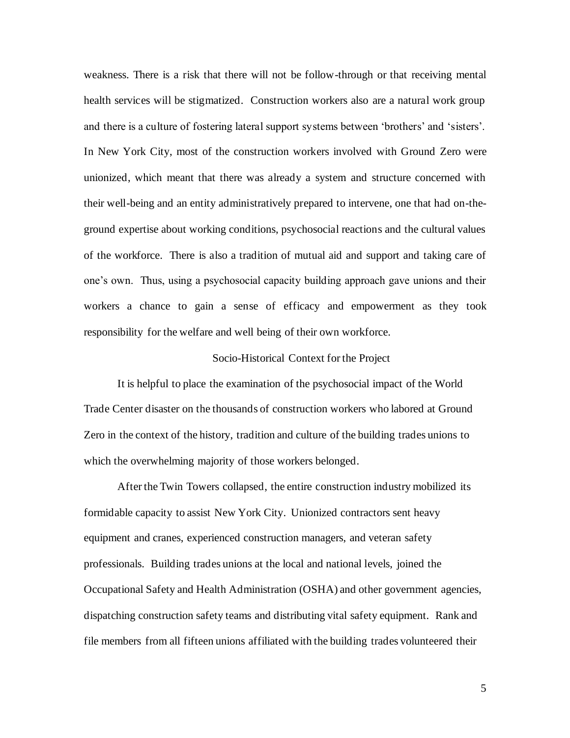weakness. There is a risk that there will not be follow-through or that receiving mental health services will be stigmatized. Construction workers also are a natural work group and there is a culture of fostering lateral support systems between 'brothers' and 'sisters'. In New York City, most of the construction workers involved with Ground Zero were unionized, which meant that there was already a system and structure concerned with their well-being and an entity administratively prepared to intervene, one that had on-the-ground expertise about working conditions, psychosocial reactions and the cultural values of the workforce. There is also a tradition of mutual aid and support and taking care of one's own. Thus, using a psychosocial capacity building approach gave unions and their workers a chance to gain a sense of efficacy and empowerment as they took responsibility for the welfare and well being of their own workforce.

## Socio-Historical Context for the Project

It is helpful to place the examination of the psychosocial impact of the World Trade Center disaster on the thousands of construction workers who labored at Ground Zero in the context of the history, tradition and culture of the building trades unions to which the overwhelming majority of those workers belonged.

After the Twin Towers collapsed, the entire construction industry mobilized its formidable capacity to assist New York City. Unionized contractors sent heavy equipment and cranes, experienced construction managers, and veteran safety professionals. Building trades unions at the local and national levels, joined the Occupational Safety and Health Administration (OSHA) and other government agencies, dispatching construction safety teams and distributing vital safety equipment. Rank and file members from all fifteen unions affiliated with the building trades volunteered their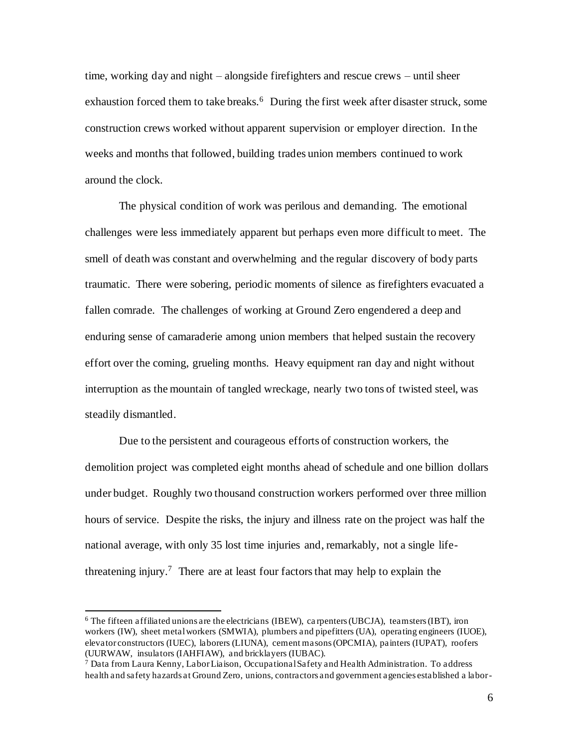time, working day and night – alongside firefighters and rescue crews – until sheer exhaustion forced them to take breaks.[6] During the first week after disaster struck, some construction crews worked without apparent supervision or employer direction. In the weeks and months that followed, building trades union members continued to work around the clock.

The physical condition of work was perilous and demanding. The emotional challenges were less immediately apparent but perhaps even more difficult to meet. The smell of death was constant and overwhelming and the regular discovery of body parts traumatic. There were sobering, periodic moments of silence as firefighters evacuated a fallen comrade. The challenges of working at Ground Zero engendered a deep and enduring sense of camaraderie among union members that helped sustain the recovery effort over the coming, grueling months. Heavy equipment ran day and night without interruption as the mountain of tangled wreckage, nearly two tons of twisted steel, was steadily dismantled.

Due to the persistent and courageous efforts of construction workers, the demolition project was completed eight months ahead of schedule and one billion dollars under budget. Roughly two thousand construction workers performed over three million hours of service. Despite the risks, the injury and illness rate on the project was half the national average, with only 35 lost time injuries and, remarkably, not a single life-threatening injury.[7] There are at least four factors that may help to explain the

---

[6] The fifteen affiliated unions are the electricians (IBEW), carpenters (UBCJA), teamsters (IBT), iron workers (IW), sheet metal workers (SMWIA), plumbers and pipefitters (UA), operating engineers (IUOE), elevator constructors (IUEC), laborers (LIUNA), cement masons (OPCMIA), painters (IUPAT), roofers (UURWAW, insulators (IAHFIAW), and bricklayers (IUBAC).

[7] Data from Laura Kenny, Labor Liaison, Occupational Safety and Health Administration. To address health and safety hazards at Ground Zero, unions, contractors and government agencies established a labor-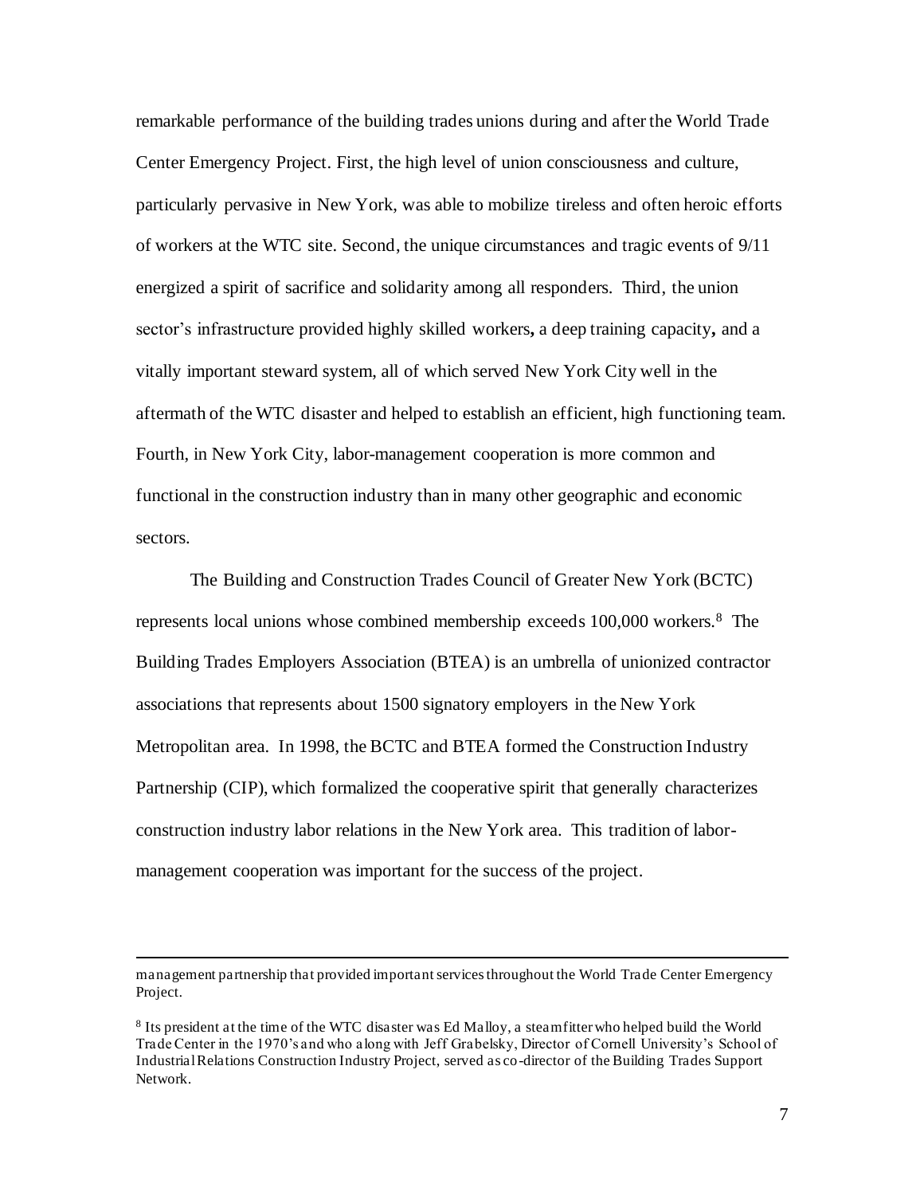remarkable performance of the building trades unions during and after the World Trade Center Emergency Project. First, the high level of union consciousness and culture, particularly pervasive in New York, was able to mobilize tireless and often heroic efforts of workers at the WTC site. Second, the unique circumstances and tragic events of 9/11 energized a spirit of sacrifice and solidarity among all responders. Third, the union sector's infrastructure provided highly skilled workers**,** a deep training capacity**,** and a vitally important steward system, all of which served New York City well in the aftermath of the WTC disaster and helped to establish an efficient, high functioning team. Fourth, in New York City, labor-management cooperation is more common and functional in the construction industry than in many other geographic and economic sectors.

The Building and Construction Trades Council of Greater New York (BCTC) represents local unions whose combined membership exceeds 100,000 workers.[8] The Building Trades Employers Association (BTEA) is an umbrella of unionized contractor associations that represents about 1500 signatory employers in the New York Metropolitan area. In 1998, the BCTC and BTEA formed the Construction Industry Partnership (CIP), which formalized the cooperative spirit that generally characterizes construction industry labor relations in the New York area. This tradition of labor-management cooperation was important for the success of the project.

---

management partnership that provided important services throughout the World Trade Center Emergency Project.

[8] Its president at the time of the WTC disaster was Ed Malloy, a steamfitter who helped build the World Trade Center in the 1970's and who along with Jeff Grabelsky, Director of Cornell University's School of Industrial Relations Construction Industry Project, served as co-director of the Building Trades Support Network.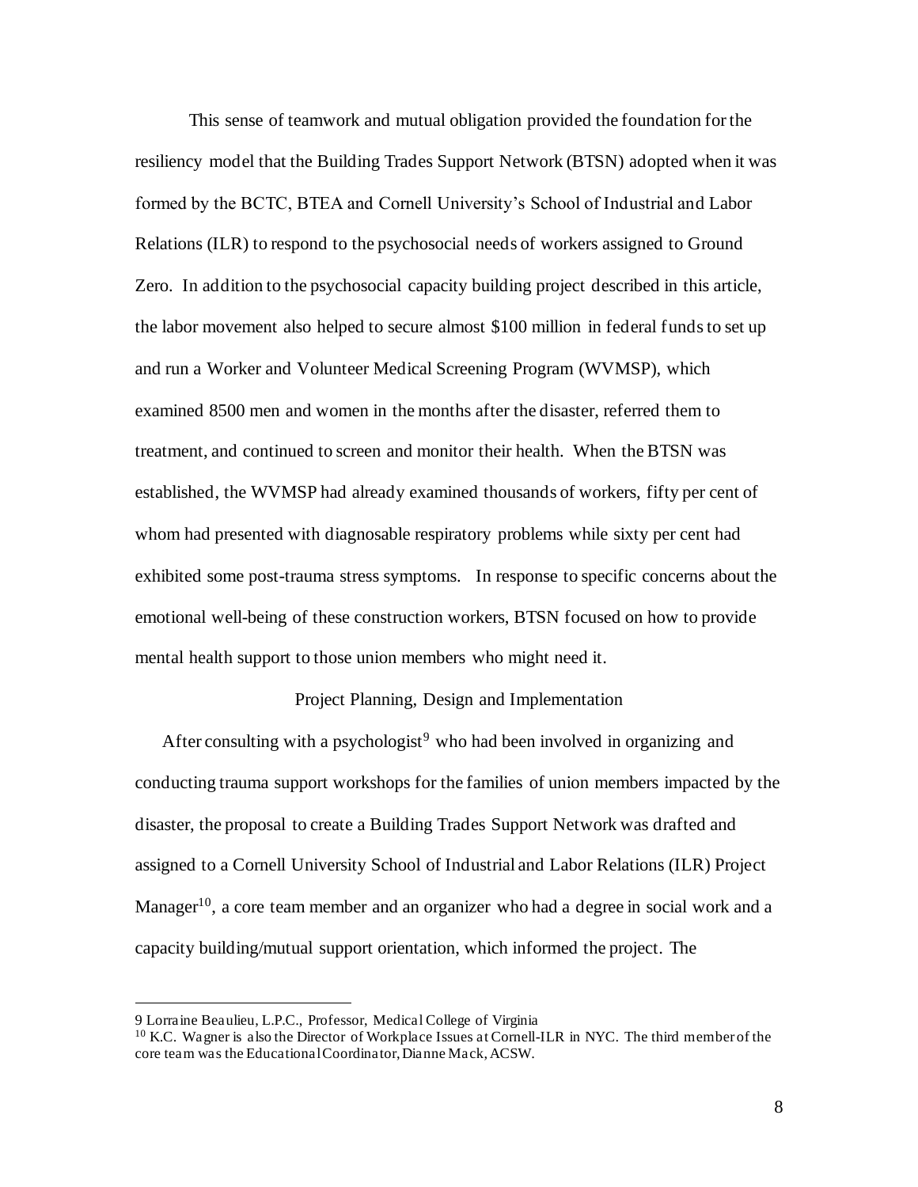This sense of teamwork and mutual obligation provided the foundation for the resiliency model that the Building Trades Support Network (BTSN) adopted when it was formed by the BCTC, BTEA and Cornell University's School of Industrial and Labor Relations (ILR) to respond to the psychosocial needs of workers assigned to Ground Zero. In addition to the psychosocial capacity building project described in this article, the labor movement also helped to secure almost $100 million in federal funds to set up and run a Worker and Volunteer Medical Screening Program (WVMSP), which examined 8500 men and women in the months after the disaster, referred them to treatment, and continued to screen and monitor their health. When the BTSN was established, the WVMSP had already examined thousands of workers, fifty per cent of whom had presented with diagnosable respiratory problems while sixty per cent had exhibited some post-trauma stress symptoms. In response to specific concerns about the emotional well-being of these construction workers, BTSN focused on how to provide mental health support to those union members who might need it.

## Project Planning, Design and Implementation

After consulting with a psychologist[9] who had been involved in organizing and conducting trauma support workshops for the families of union members impacted by the disaster, the proposal to create a Building Trades Support Network was drafted and assigned to a Cornell University School of Industrial and Labor Relations (ILR) Project Manager[10], a core team member and an organizer who had a degree in social work and a capacity building/mutual support orientation, which informed the project. The

---

9 Lorraine Beaulieu, L.P.C., Professor, Medical College of Virginia

[10] K.C. Wagner is also the Director of Workplace Issues at Cornell-ILR in NYC. The third member of the core team was the Educational Coordinator, Dianne Mack, ACSW.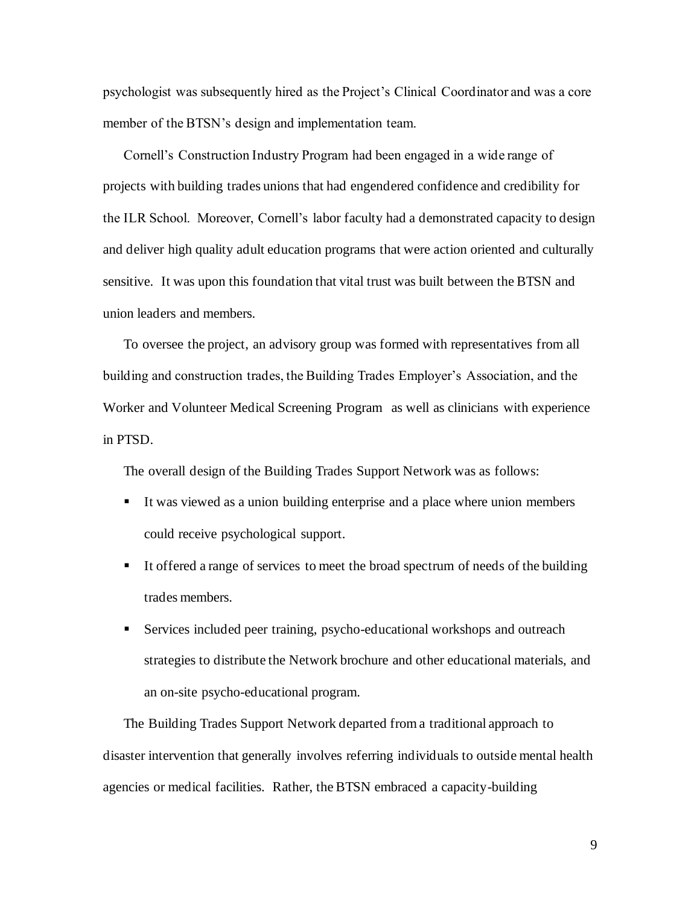psychologist was subsequently hired as the Project's Clinical Coordinator and was a core member of the BTSN's design and implementation team.

Cornell's Construction Industry Program had been engaged in a wide range of projects with building trades unions that had engendered confidence and credibility for the ILR School. Moreover, Cornell's labor faculty had a demonstrated capacity to design and deliver high quality adult education programs that were action oriented and culturally sensitive. It was upon this foundation that vital trust was built between the BTSN and union leaders and members.

To oversee the project, an advisory group was formed with representatives from all building and construction trades, the Building Trades Employer's Association, and the Worker and Volunteer Medical Screening Program as well as clinicians with experience in PTSD.

The overall design of the Building Trades Support Network was as follows:

- It was viewed as a union building enterprise and a place where union members could receive psychological support.
- It offered a range of services to meet the broad spectrum of needs of the building trades members.
- Services included peer training, psycho-educational workshops and outreach strategies to distribute the Network brochure and other educational materials, and an on-site psycho-educational program.

The Building Trades Support Network departed from a traditional approach to disaster intervention that generally involves referring individuals to outside mental health agencies or medical facilities. Rather, the BTSN embraced a capacity-building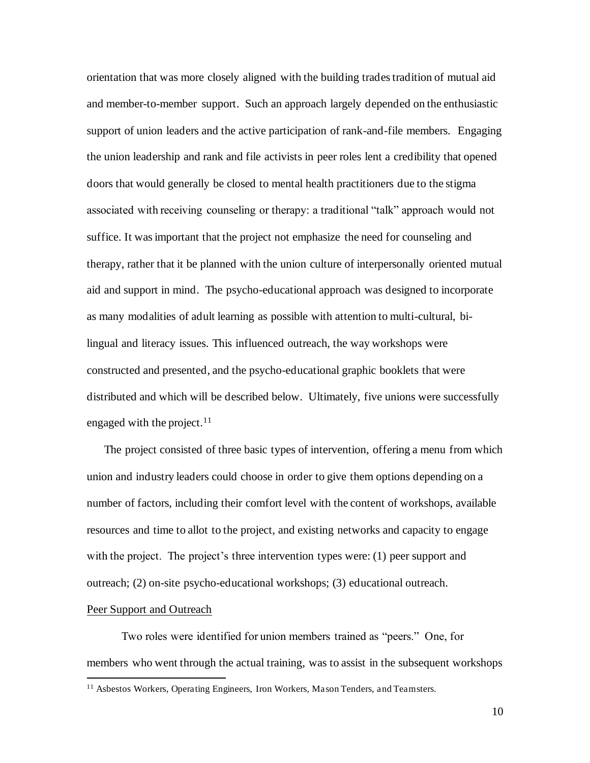orientation that was more closely aligned with the building trades tradition of mutual aid and member-to-member support. Such an approach largely depended on the enthusiastic support of union leaders and the active participation of rank-and-file members. Engaging the union leadership and rank and file activists in peer roles lent a credibility that opened doors that would generally be closed to mental health practitioners due to the stigma associated with receiving counseling or therapy: a traditional "talk" approach would not suffice. It was important that the project not emphasize the need for counseling and therapy, rather that it be planned with the union culture of interpersonally oriented mutual aid and support in mind. The psycho-educational approach was designed to incorporate as many modalities of adult learning as possible with attention to multi-cultural, bi-lingual and literacy issues. This influenced outreach, the way workshops were constructed and presented, and the psycho-educational graphic booklets that were distributed and which will be described below. Ultimately, five unions were successfully engaged with the project.[11]

The project consisted of three basic types of intervention, offering a menu from which union and industry leaders could choose in order to give them options depending on a number of factors, including their comfort level with the content of workshops, available resources and time to allot to the project, and existing networks and capacity to engage with the project. The project's three intervention types were: (1) peer support and outreach; (2) on-site psycho-educational workshops; (3) educational outreach.

<u>Peer Support and Outreach</u>

Two roles were identified for union members trained as "peers." One, for members who went through the actual training, was to assist in the subsequent workshops

[11] Asbestos Workers, Operating Engineers, Iron Workers, Mason Tenders, and Teamsters.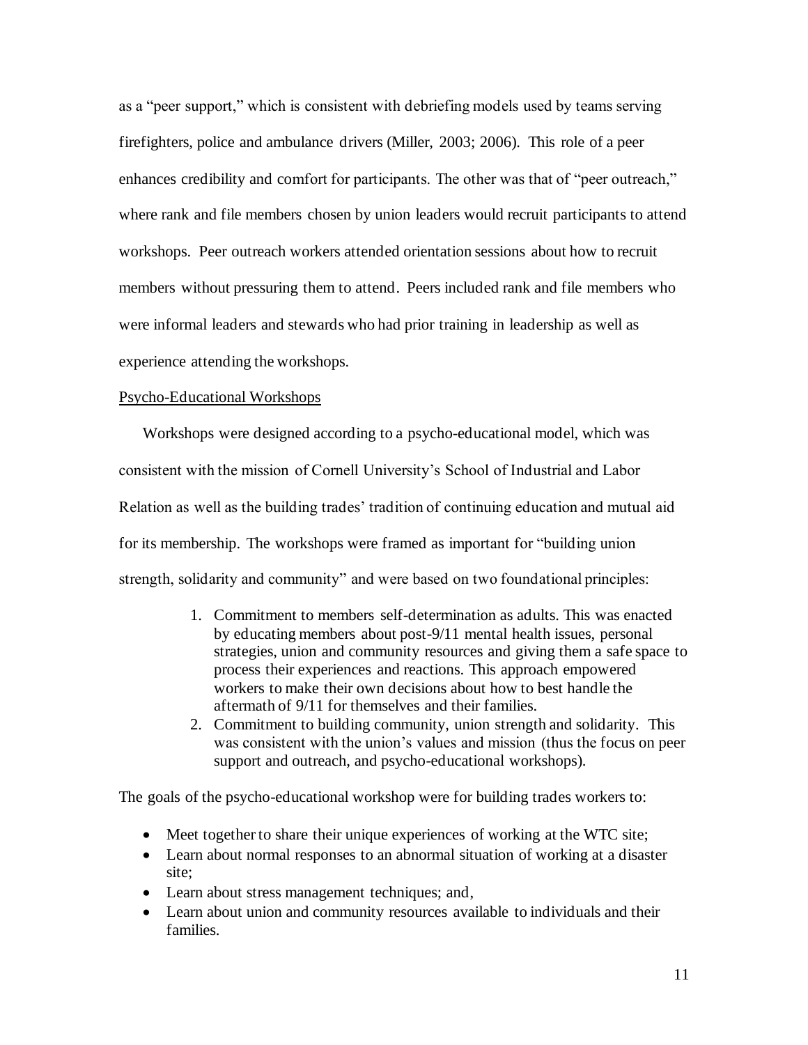as a "peer support," which is consistent with debriefing models used by teams serving firefighters, police and ambulance drivers (Miller, 2003; 2006). This role of a peer enhances credibility and comfort for participants. The other was that of "peer outreach," where rank and file members chosen by union leaders would recruit participants to attend workshops. Peer outreach workers attended orientation sessions about how to recruit members without pressuring them to attend. Peers included rank and file members who were informal leaders and stewards who had prior training in leadership as well as experience attending the workshops.

<u>Psycho-Educational Workshops</u>

Workshops were designed according to a psycho-educational model, which was consistent with the mission of Cornell University's School of Industrial and Labor Relation as well as the building trades' tradition of continuing education and mutual aid for its membership. The workshops were framed as important for "building union strength, solidarity and community" and were based on two foundational principles:

1. Commitment to members self-determination as adults. This was enacted by educating members about post-9/11 mental health issues, personal strategies, union and community resources and giving them a safe space to process their experiences and reactions. This approach empowered workers to make their own decisions about how to best handle the aftermath of 9/11 for themselves and their families.
2. Commitment to building community, union strength and solidarity. This was consistent with the union's values and mission (thus the focus on peer support and outreach, and psycho-educational workshops).

The goals of the psycho-educational workshop were for building trades workers to:

- Meet together to share their unique experiences of working at the WTC site;
- Learn about normal responses to an abnormal situation of working at a disaster site;
- Learn about stress management techniques; and,
- Learn about union and community resources available to individuals and their families.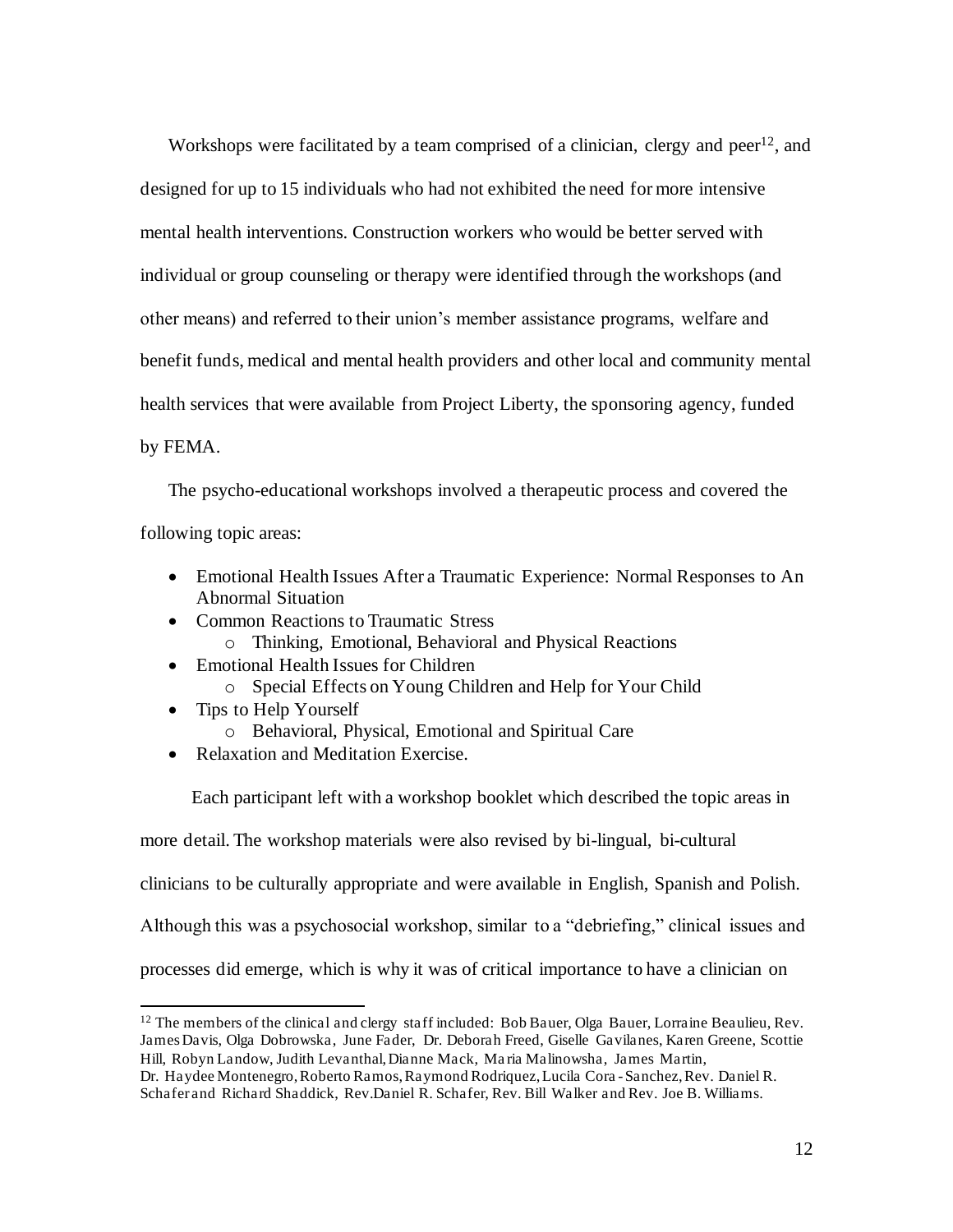Workshops were facilitated by a team comprised of a clinician, clergy and peer[12], and designed for up to 15 individuals who had not exhibited the need for more intensive mental health interventions. Construction workers who would be better served with individual or group counseling or therapy were identified through the workshops (and other means) and referred to their union's member assistance programs, welfare and benefit funds, medical and mental health providers and other local and community mental health services that were available from Project Liberty, the sponsoring agency, funded by FEMA.

The psycho-educational workshops involved a therapeutic process and covered the following topic areas:

- Emotional Health Issues After a Traumatic Experience: Normal Responses to An Abnormal Situation
- Common Reactions to Traumatic Stress
  - Thinking, Emotional, Behavioral and Physical Reactions
- Emotional Health Issues for Children
  - Special Effects on Young Children and Help for Your Child
- Tips to Help Yourself
  - Behavioral, Physical, Emotional and Spiritual Care
- Relaxation and Meditation Exercise.

Each participant left with a workshop booklet which described the topic areas in more detail. The workshop materials were also revised by bi-lingual, bi-cultural clinicians to be culturally appropriate and were available in English, Spanish and Polish. Although this was a psychosocial workshop, similar to a "debriefing," clinical issues and processes did emerge, which is why it was of critical importance to have a clinician on

---

[12] The members of the clinical and clergy staff included: Bob Bauer, Olga Bauer, Lorraine Beaulieu, Rev. James Davis, Olga Dobrowska, June Fader, Dr. Deborah Freed, Giselle Gavilanes, Karen Greene, Scottie Hill, Robyn Landow, Judith Levanthal, Dianne Mack, Maria Malinowsha, James Martin, Dr. Haydee Montenegro, Roberto Ramos, Raymond Rodriquez, Lucila Cora -Sanchez, Rev. Daniel R. Schafer and Richard Shaddick, Rev.Daniel R. Schafer, Rev. Bill Walker and Rev. Joe B. Williams.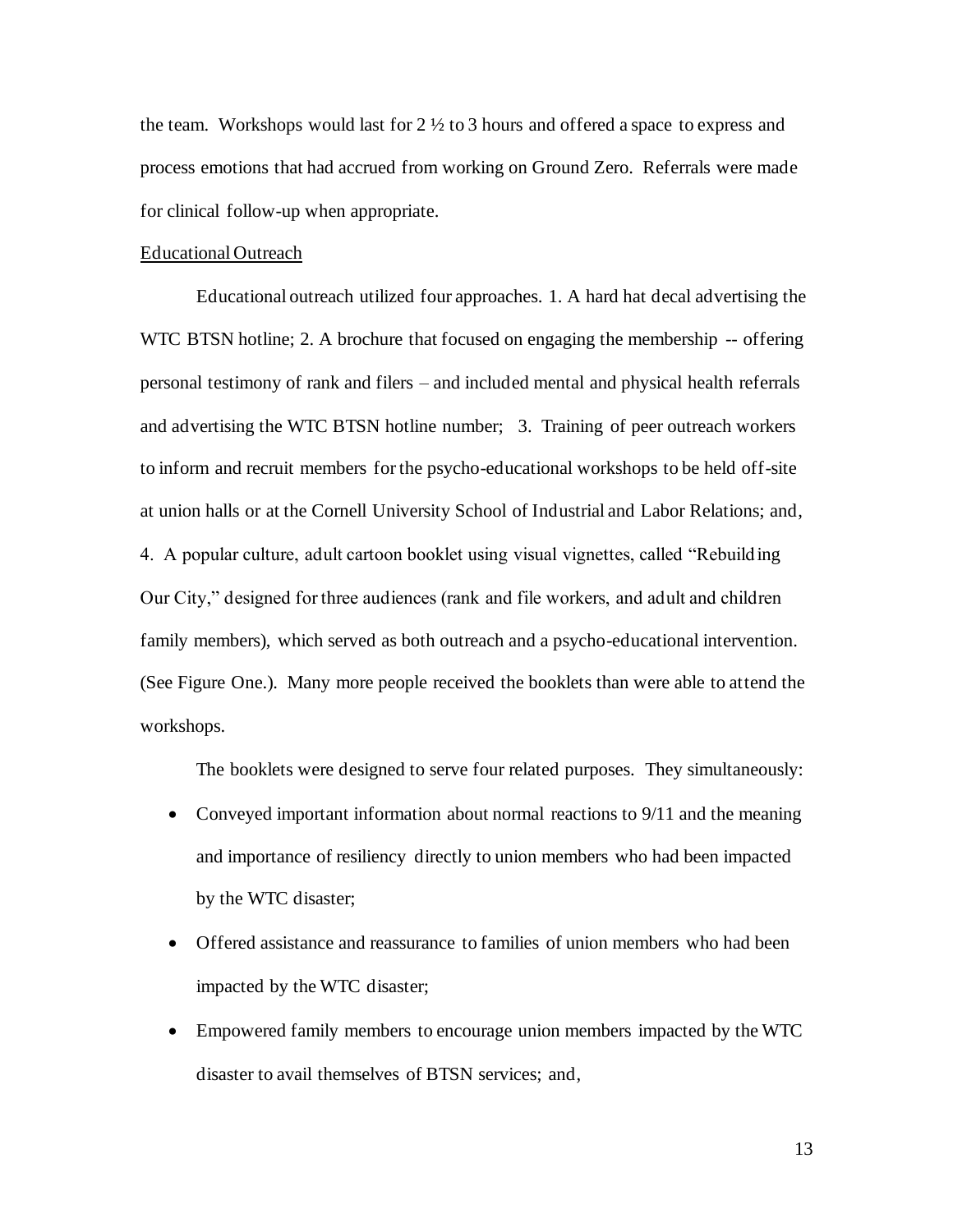the team. Workshops would last for 2 ½ to 3 hours and offered a space to express and process emotions that had accrued from working on Ground Zero. Referrals were made for clinical follow-up when appropriate.

Educational Outreach

Educational outreach utilized four approaches. 1. A hard hat decal advertising the WTC BTSN hotline; 2. A brochure that focused on engaging the membership -- offering personal testimony of rank and filers – and included mental and physical health referrals and advertising the WTC BTSN hotline number; 3. Training of peer outreach workers to inform and recruit members for the psycho-educational workshops to be held off-site at union halls or at the Cornell University School of Industrial and Labor Relations; and, 4. A popular culture, adult cartoon booklet using visual vignettes, called "Rebuilding Our City," designed for three audiences (rank and file workers, and adult and children family members), which served as both outreach and a psycho-educational intervention. (See Figure One.). Many more people received the booklets than were able to attend the workshops.

The booklets were designed to serve four related purposes. They simultaneously:

- Conveyed important information about normal reactions to 9/11 and the meaning and importance of resiliency directly to union members who had been impacted by the WTC disaster;
- Offered assistance and reassurance to families of union members who had been impacted by the WTC disaster;
- Empowered family members to encourage union members impacted by the WTC disaster to avail themselves of BTSN services; and,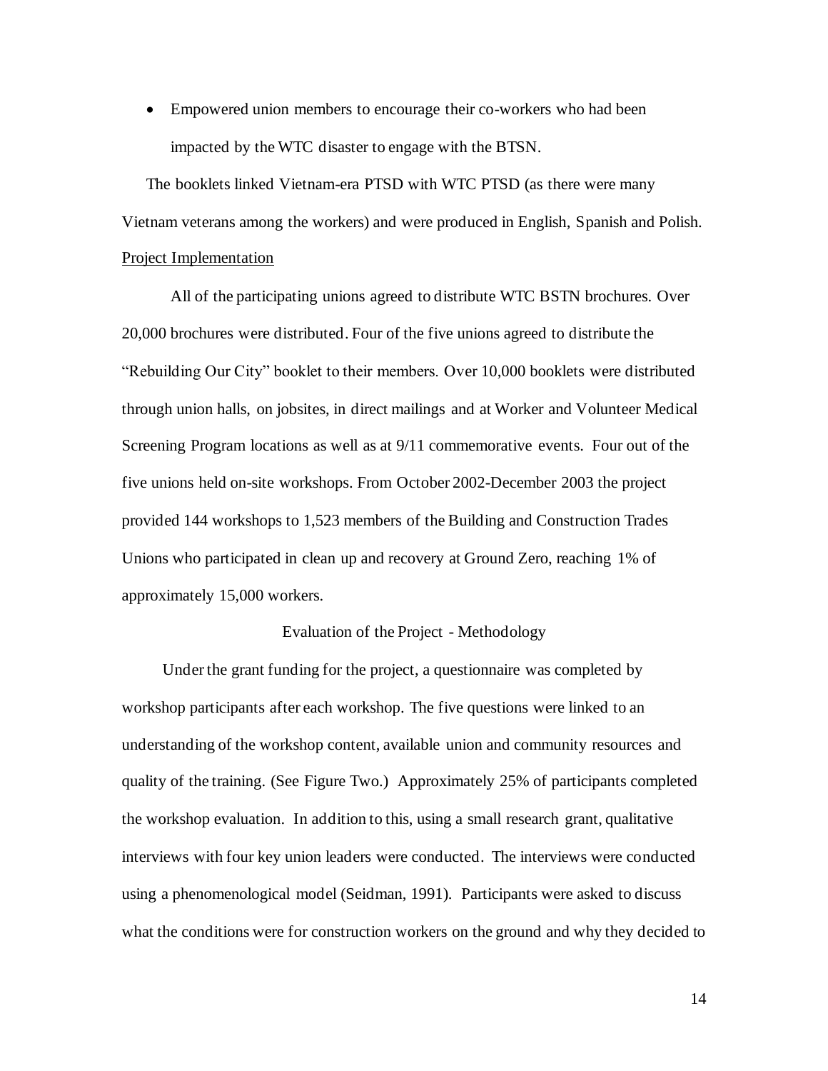- Empowered union members to encourage their co-workers who had been impacted by the WTC disaster to engage with the BTSN.

The booklets linked Vietnam-era PTSD with WTC PTSD (as there were many Vietnam veterans among the workers) and were produced in English, Spanish and Polish.

Project Implementation

All of the participating unions agreed to distribute WTC BSTN brochures. Over 20,000 brochures were distributed. Four of the five unions agreed to distribute the "Rebuilding Our City" booklet to their members. Over 10,000 booklets were distributed through union halls, on jobsites, in direct mailings and at Worker and Volunteer Medical Screening Program locations as well as at 9/11 commemorative events. Four out of the five unions held on-site workshops. From October 2002-December 2003 the project provided 144 workshops to 1,523 members of the Building and Construction Trades Unions who participated in clean up and recovery at Ground Zero, reaching 1% of approximately 15,000 workers.

## Evaluation of the Project - Methodology

Under the grant funding for the project, a questionnaire was completed by workshop participants after each workshop. The five questions were linked to an understanding of the workshop content, available union and community resources and quality of the training. (See Figure Two.) Approximately 25% of participants completed the workshop evaluation. In addition to this, using a small research grant, qualitative interviews with four key union leaders were conducted. The interviews were conducted using a phenomenological model (Seidman, 1991). Participants were asked to discuss what the conditions were for construction workers on the ground and why they decided to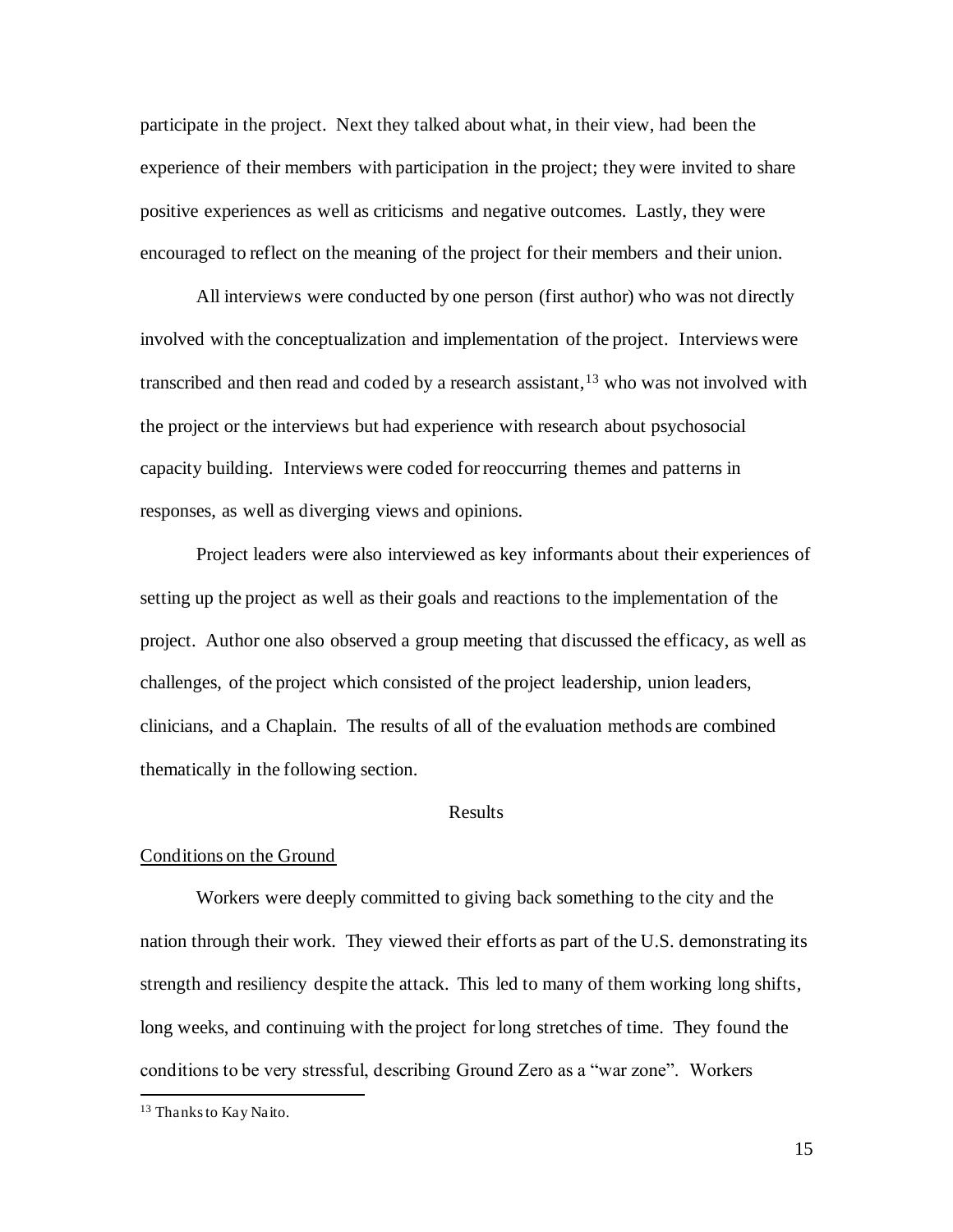participate in the project. Next they talked about what, in their view, had been the experience of their members with participation in the project; they were invited to share positive experiences as well as criticisms and negative outcomes. Lastly, they were encouraged to reflect on the meaning of the project for their members and their union.

All interviews were conducted by one person (first author) who was not directly involved with the conceptualization and implementation of the project. Interviews were transcribed and then read and coded by a research assistant,[13] who was not involved with the project or the interviews but had experience with research about psychosocial capacity building. Interviews were coded for reoccurring themes and patterns in responses, as well as diverging views and opinions.

Project leaders were also interviewed as key informants about their experiences of setting up the project as well as their goals and reactions to the implementation of the project. Author one also observed a group meeting that discussed the efficacy, as well as challenges, of the project which consisted of the project leadership, union leaders, clinicians, and a Chaplain. The results of all of the evaluation methods are combined thematically in the following section.

## Results

### Conditions on the Ground

Workers were deeply committed to giving back something to the city and the nation through their work. They viewed their efforts as part of the U.S. demonstrating its strength and resiliency despite the attack. This led to many of them working long shifts, long weeks, and continuing with the project for long stretches of time. They found the conditions to be very stressful, describing Ground Zero as a "war zone". Workers

[13] Thanks to Kay Naito.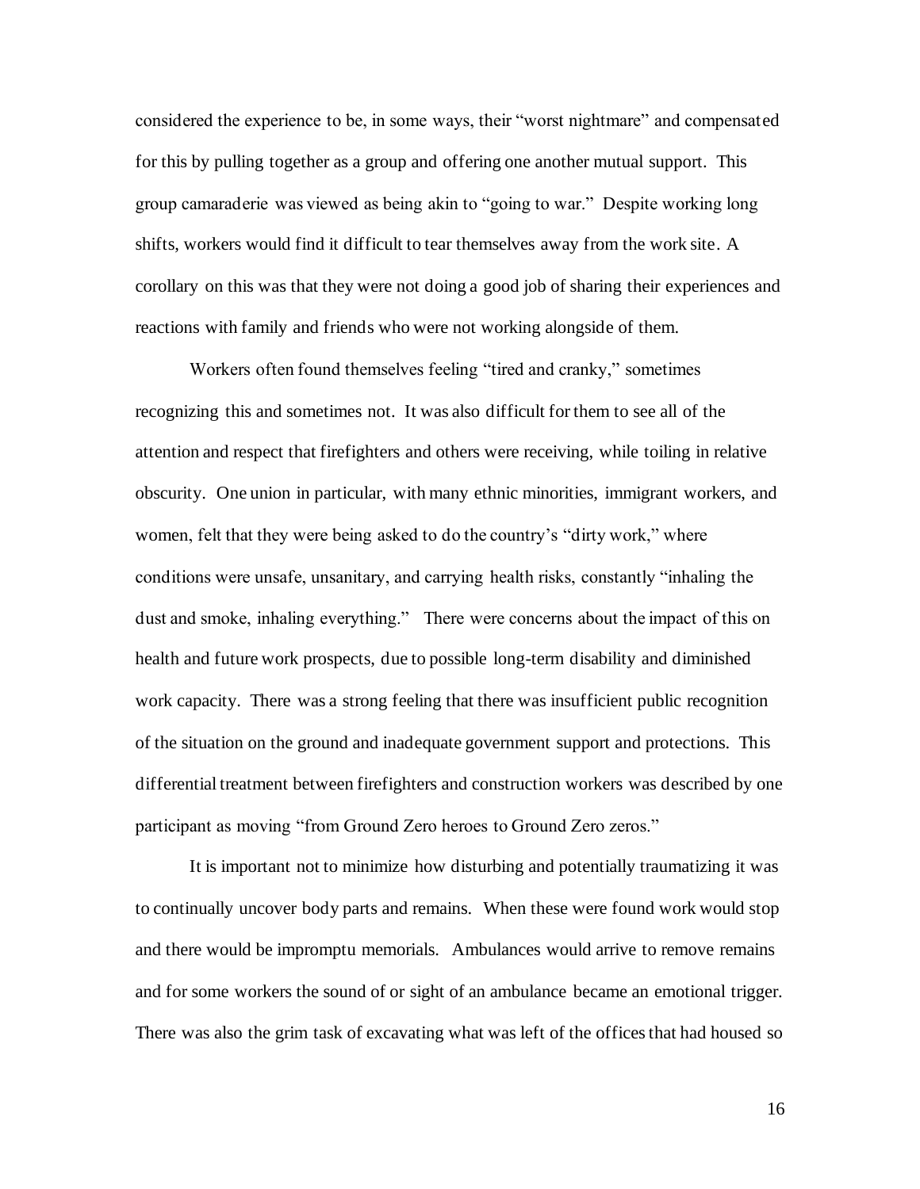considered the experience to be, in some ways, their "worst nightmare" and compensated for this by pulling together as a group and offering one another mutual support. This group camaraderie was viewed as being akin to "going to war." Despite working long shifts, workers would find it difficult to tear themselves away from the work site. A corollary on this was that they were not doing a good job of sharing their experiences and reactions with family and friends who were not working alongside of them.

Workers often found themselves feeling "tired and cranky," sometimes recognizing this and sometimes not. It was also difficult for them to see all of the attention and respect that firefighters and others were receiving, while toiling in relative obscurity. One union in particular, with many ethnic minorities, immigrant workers, and women, felt that they were being asked to do the country's "dirty work," where conditions were unsafe, unsanitary, and carrying health risks, constantly "inhaling the dust and smoke, inhaling everything." There were concerns about the impact of this on health and future work prospects, due to possible long-term disability and diminished work capacity. There was a strong feeling that there was insufficient public recognition of the situation on the ground and inadequate government support and protections. This differential treatment between firefighters and construction workers was described by one participant as moving "from Ground Zero heroes to Ground Zero zeros."

It is important not to minimize how disturbing and potentially traumatizing it was to continually uncover body parts and remains. When these were found work would stop and there would be impromptu memorials. Ambulances would arrive to remove remains and for some workers the sound of or sight of an ambulance became an emotional trigger. There was also the grim task of excavating what was left of the offices that had housed so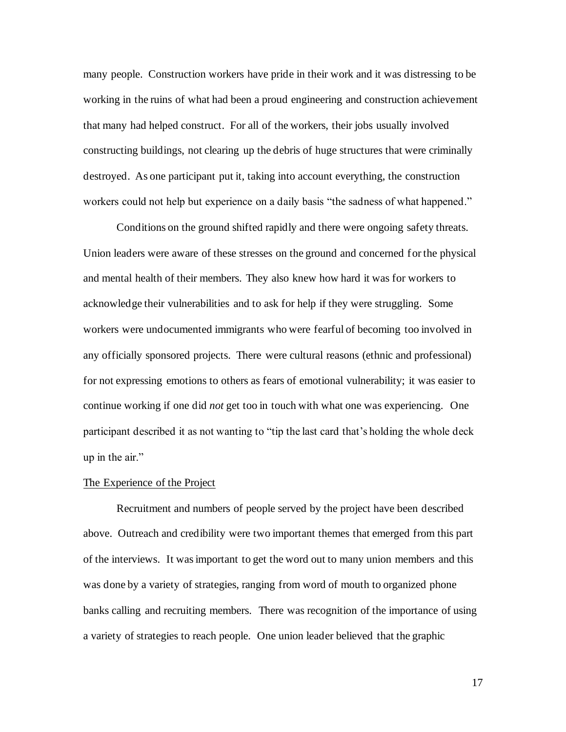many people. Construction workers have pride in their work and it was distressing to be working in the ruins of what had been a proud engineering and construction achievement that many had helped construct. For all of the workers, their jobs usually involved constructing buildings, not clearing up the debris of huge structures that were criminally destroyed. As one participant put it, taking into account everything, the construction workers could not help but experience on a daily basis "the sadness of what happened."

Conditions on the ground shifted rapidly and there were ongoing safety threats. Union leaders were aware of these stresses on the ground and concerned for the physical and mental health of their members. They also knew how hard it was for workers to acknowledge their vulnerabilities and to ask for help if they were struggling. Some workers were undocumented immigrants who were fearful of becoming too involved in any officially sponsored projects. There were cultural reasons (ethnic and professional) for not expressing emotions to others as fears of emotional vulnerability; it was easier to continue working if one did *not* get too in touch with what one was experiencing. One participant described it as not wanting to "tip the last card that's holding the whole deck up in the air."

<u>The Experience of the Project</u>

Recruitment and numbers of people served by the project have been described above. Outreach and credibility were two important themes that emerged from this part of the interviews. It was important to get the word out to many union members and this was done by a variety of strategies, ranging from word of mouth to organized phone banks calling and recruiting members. There was recognition of the importance of using a variety of strategies to reach people. One union leader believed that the graphic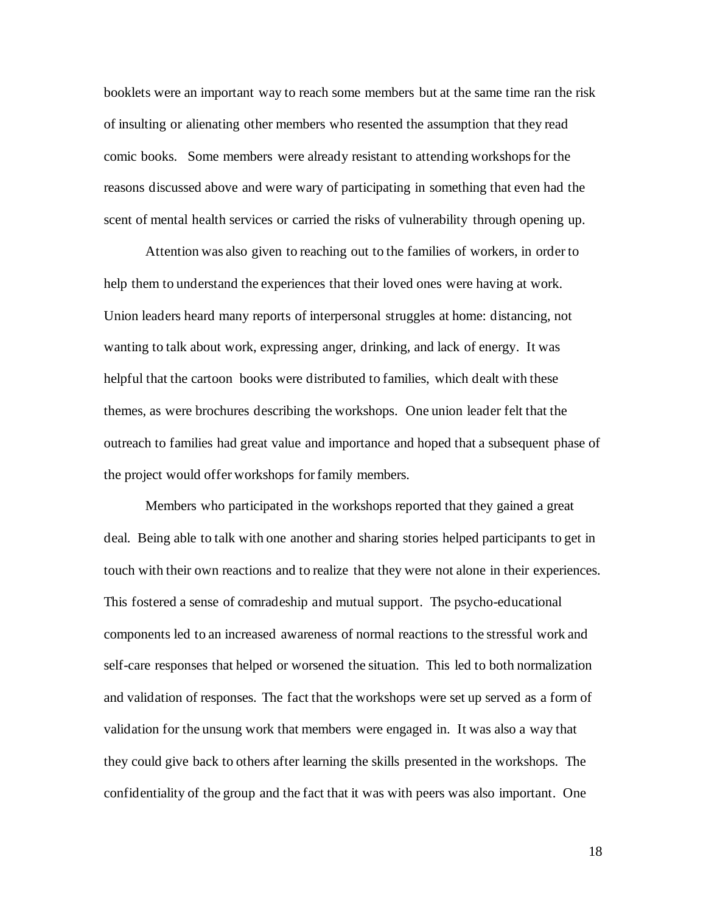booklets were an important way to reach some members but at the same time ran the risk of insulting or alienating other members who resented the assumption that they read comic books. Some members were already resistant to attending workshops for the reasons discussed above and were wary of participating in something that even had the scent of mental health services or carried the risks of vulnerability through opening up.

Attention was also given to reaching out to the families of workers, in order to help them to understand the experiences that their loved ones were having at work. Union leaders heard many reports of interpersonal struggles at home: distancing, not wanting to talk about work, expressing anger, drinking, and lack of energy. It was helpful that the cartoon books were distributed to families, which dealt with these themes, as were brochures describing the workshops. One union leader felt that the outreach to families had great value and importance and hoped that a subsequent phase of the project would offer workshops for family members.

Members who participated in the workshops reported that they gained a great deal. Being able to talk with one another and sharing stories helped participants to get in touch with their own reactions and to realize that they were not alone in their experiences. This fostered a sense of comradeship and mutual support. The psycho-educational components led to an increased awareness of normal reactions to the stressful work and self-care responses that helped or worsened the situation. This led to both normalization and validation of responses. The fact that the workshops were set up served as a form of validation for the unsung work that members were engaged in. It was also a way that they could give back to others after learning the skills presented in the workshops. The confidentiality of the group and the fact that it was with peers was also important. One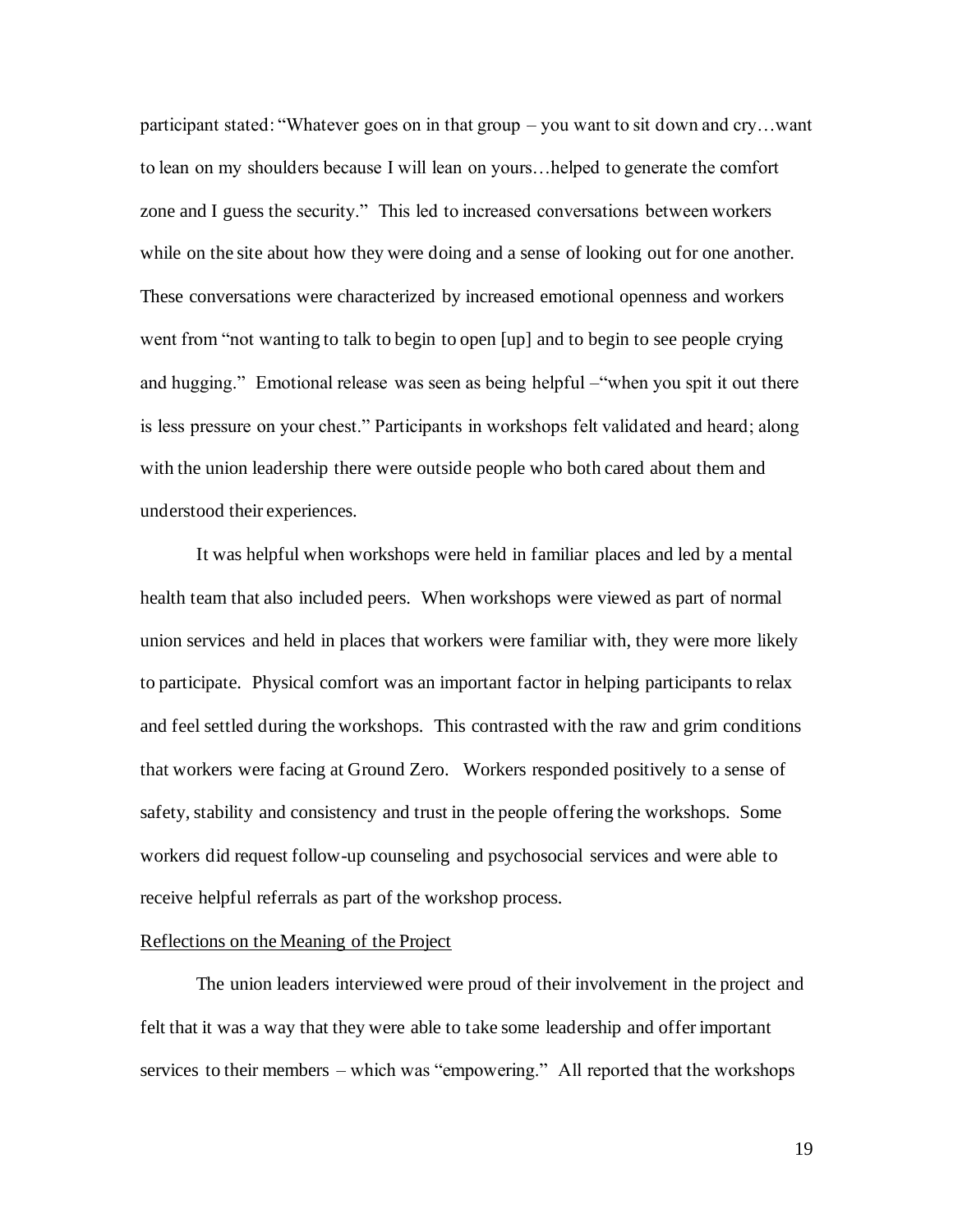participant stated: "Whatever goes on in that group – you want to sit down and cry…want to lean on my shoulders because I will lean on yours…helped to generate the comfort zone and I guess the security." This led to increased conversations between workers while on the site about how they were doing and a sense of looking out for one another. These conversations were characterized by increased emotional openness and workers went from "not wanting to talk to begin to open [up] and to begin to see people crying and hugging." Emotional release was seen as being helpful –"when you spit it out there is less pressure on your chest." Participants in workshops felt validated and heard; along with the union leadership there were outside people who both cared about them and understood their experiences.

It was helpful when workshops were held in familiar places and led by a mental health team that also included peers. When workshops were viewed as part of normal union services and held in places that workers were familiar with, they were more likely to participate. Physical comfort was an important factor in helping participants to relax and feel settled during the workshops. This contrasted with the raw and grim conditions that workers were facing at Ground Zero. Workers responded positively to a sense of safety, stability and consistency and trust in the people offering the workshops. Some workers did request follow-up counseling and psychosocial services and were able to receive helpful referrals as part of the workshop process.

### Reflections on the Meaning of the Project

The union leaders interviewed were proud of their involvement in the project and felt that it was a way that they were able to take some leadership and offer important services to their members – which was "empowering." All reported that the workshops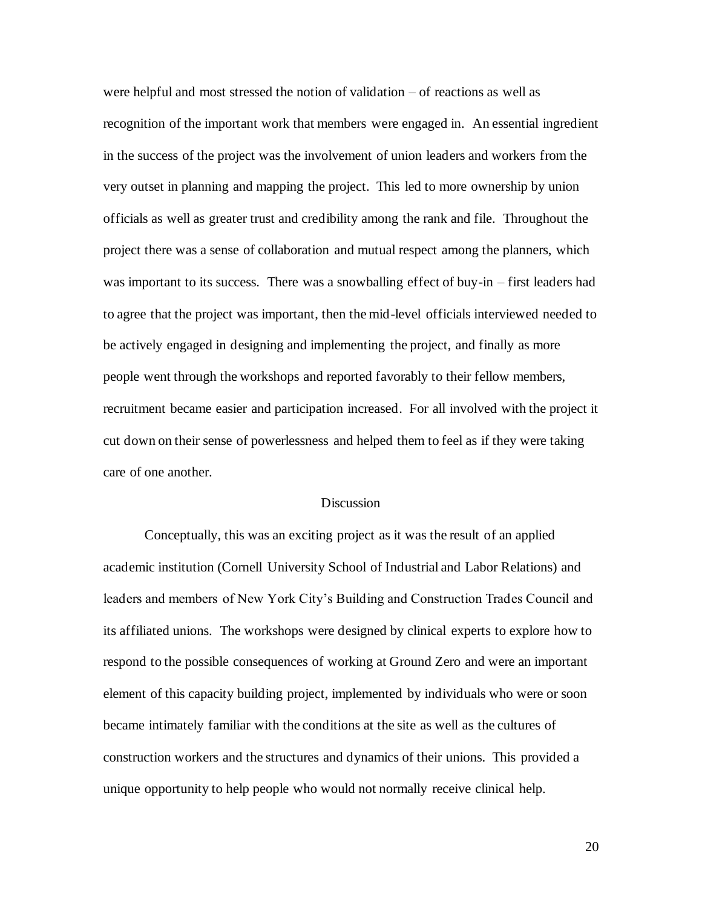were helpful and most stressed the notion of validation – of reactions as well as recognition of the important work that members were engaged in. An essential ingredient in the success of the project was the involvement of union leaders and workers from the very outset in planning and mapping the project. This led to more ownership by union officials as well as greater trust and credibility among the rank and file. Throughout the project there was a sense of collaboration and mutual respect among the planners, which was important to its success. There was a snowballing effect of buy-in – first leaders had to agree that the project was important, then the mid-level officials interviewed needed to be actively engaged in designing and implementing the project, and finally as more people went through the workshops and reported favorably to their fellow members, recruitment became easier and participation increased. For all involved with the project it cut down on their sense of powerlessness and helped them to feel as if they were taking care of one another.

## Discussion

Conceptually, this was an exciting project as it was the result of an applied academic institution (Cornell University School of Industrial and Labor Relations) and leaders and members of New York City's Building and Construction Trades Council and its affiliated unions. The workshops were designed by clinical experts to explore how to respond to the possible consequences of working at Ground Zero and were an important element of this capacity building project, implemented by individuals who were or soon became intimately familiar with the conditions at the site as well as the cultures of construction workers and the structures and dynamics of their unions. This provided a unique opportunity to help people who would not normally receive clinical help.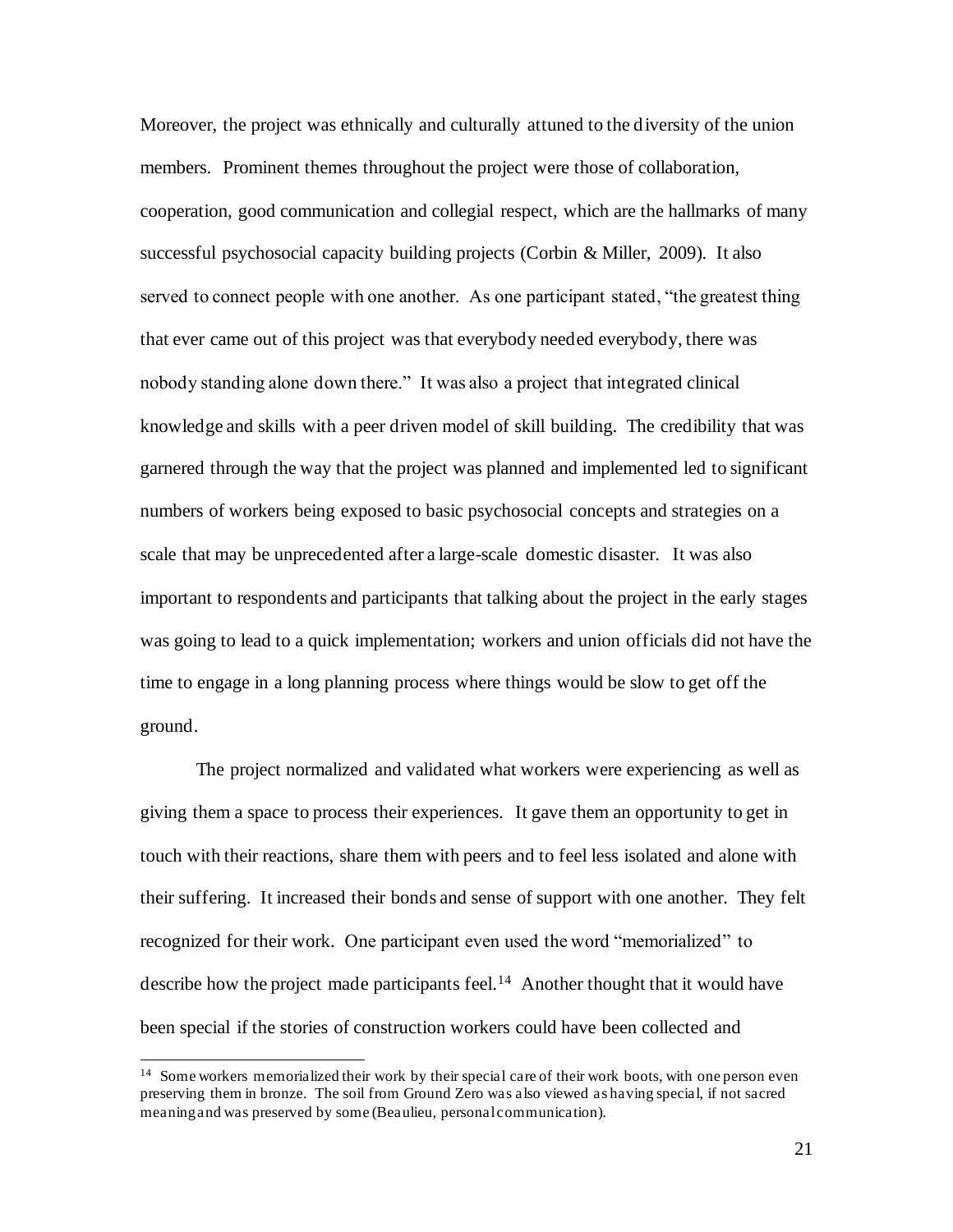Moreover, the project was ethnically and culturally attuned to the diversity of the union members. Prominent themes throughout the project were those of collaboration, cooperation, good communication and collegial respect, which are the hallmarks of many successful psychosocial capacity building projects (Corbin & Miller, 2009). It also served to connect people with one another. As one participant stated, "the greatest thing that ever came out of this project was that everybody needed everybody, there was nobody standing alone down there." It was also a project that integrated clinical knowledge and skills with a peer driven model of skill building. The credibility that was garnered through the way that the project was planned and implemented led to significant numbers of workers being exposed to basic psychosocial concepts and strategies on a scale that may be unprecedented after a large-scale domestic disaster. It was also important to respondents and participants that talking about the project in the early stages was going to lead to a quick implementation; workers and union officials did not have the time to engage in a long planning process where things would be slow to get off the ground.

The project normalized and validated what workers were experiencing as well as giving them a space to process their experiences. It gave them an opportunity to get in touch with their reactions, share them with peers and to feel less isolated and alone with their suffering. It increased their bonds and sense of support with one another. They felt recognized for their work. One participant even used the word "memorialized" to describe how the project made participants feel.[14] Another thought that it would have been special if the stories of construction workers could have been collected and

---

[14] Some workers memorialized their work by their special care of their work boots, with one person even preserving them in bronze. The soil from Ground Zero was also viewed as having special, if not sacred meaning and was preserved by some (Beaulieu, personal communication).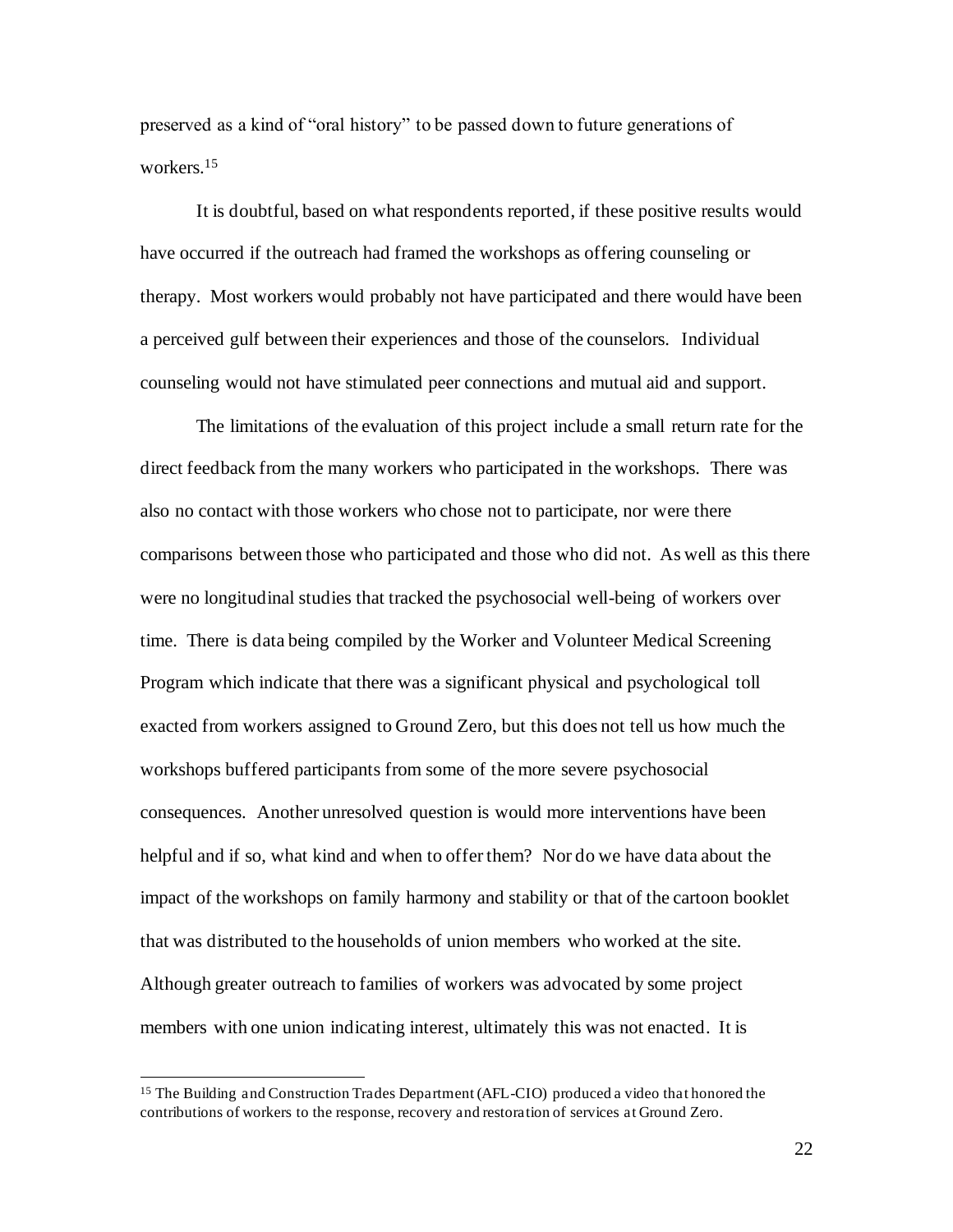preserved as a kind of "oral history" to be passed down to future generations of workers.[15]

It is doubtful, based on what respondents reported, if these positive results would have occurred if the outreach had framed the workshops as offering counseling or therapy. Most workers would probably not have participated and there would have been a perceived gulf between their experiences and those of the counselors. Individual counseling would not have stimulated peer connections and mutual aid and support.

The limitations of the evaluation of this project include a small return rate for the direct feedback from the many workers who participated in the workshops. There was also no contact with those workers who chose not to participate, nor were there comparisons between those who participated and those who did not. As well as this there were no longitudinal studies that tracked the psychosocial well-being of workers over time. There is data being compiled by the Worker and Volunteer Medical Screening Program which indicate that there was a significant physical and psychological toll exacted from workers assigned to Ground Zero, but this does not tell us how much the workshops buffered participants from some of the more severe psychosocial consequences. Another unresolved question is would more interventions have been helpful and if so, what kind and when to offer them? Nor do we have data about the impact of the workshops on family harmony and stability or that of the cartoon booklet that was distributed to the households of union members who worked at the site. Although greater outreach to families of workers was advocated by some project members with one union indicating interest, ultimately this was not enacted. It is

[15] The Building and Construction Trades Department (AFL-CIO) produced a video that honored the contributions of workers to the response, recovery and restoration of services at Ground Zero.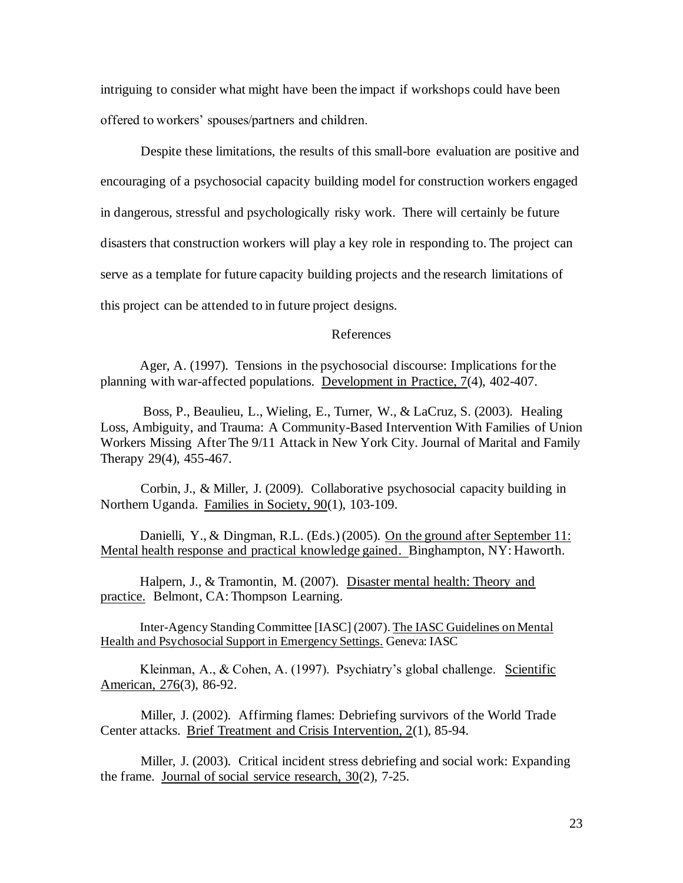intriguing to consider what might have been the impact if workshops could have been offered to workers' spouses/partners and children.

Despite these limitations, the results of this small-bore evaluation are positive and encouraging of a psychosocial capacity building model for construction workers engaged in dangerous, stressful and psychologically risky work. There will certainly be future disasters that construction workers will play a key role in responding to. The project can serve as a template for future capacity building projects and the research limitations of this project can be attended to in future project designs.

## References

Ager, A. (1997). Tensions in the psychosocial discourse: Implications for the planning with war-affected populations. Development in Practice, 7(4), 402-407.

Boss, P., Beaulieu, L., Wieling, E., Turner, W., & LaCruz, S. (2003). Healing Loss, Ambiguity, and Trauma: A Community-Based Intervention With Families of Union Workers Missing After The 9/11 Attack in New York City. Journal of Marital and Family Therapy 29(4), 455-467.

Corbin, J., & Miller, J. (2009). Collaborative psychosocial capacity building in Northern Uganda. Families in Society, 90(1), 103-109.

Danielli, Y., & Dingman, R.L. (Eds.) (2005). On the ground after September 11: Mental health response and practical knowledge gained. Binghampton, NY: Haworth.

Halpern, J., & Tramontin, M. (2007). Disaster mental health: Theory and practice. Belmont, CA: Thompson Learning.

Inter-Agency Standing Committee [IASC] (2007). The IASC Guidelines on Mental Health and Psychosocial Support in Emergency Settings. Geneva: IASC

Kleinman, A., & Cohen, A. (1997). Psychiatry's global challenge. Scientific American, 276(3), 86-92.

Miller, J. (2002). Affirming flames: Debriefing survivors of the World Trade Center attacks. Brief Treatment and Crisis Intervention, 2(1), 85-94.

Miller, J. (2003). Critical incident stress debriefing and social work: Expanding the frame. Journal of social service research, 30(2), 7-25.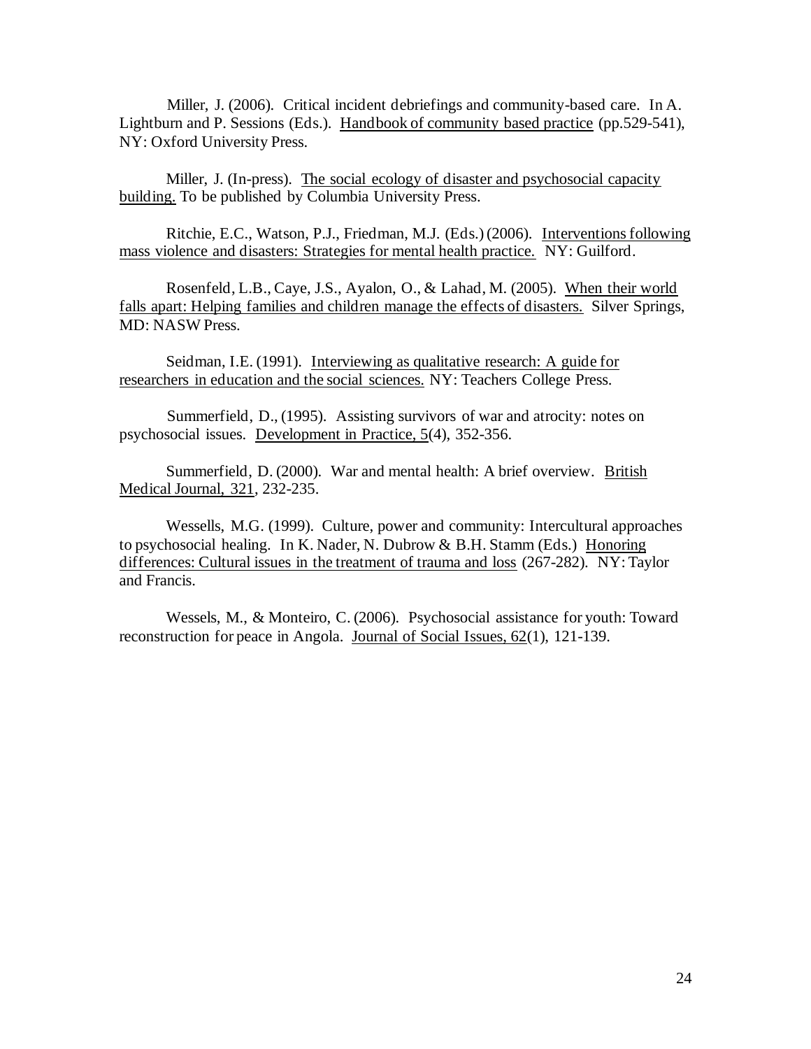Miller, J. (2006). Critical incident debriefings and community-based care. In A. Lightburn and P. Sessions (Eds.). Handbook of community based practice (pp.529-541), NY: Oxford University Press.

Miller, J. (In-press). The social ecology of disaster and psychosocial capacity building. To be published by Columbia University Press.

Ritchie, E.C., Watson, P.J., Friedman, M.J. (Eds.) (2006). Interventions following mass violence and disasters: Strategies for mental health practice. NY: Guilford.

Rosenfeld, L.B., Caye, J.S., Ayalon, O., & Lahad, M. (2005). When their world falls apart: Helping families and children manage the effects of disasters. Silver Springs, MD: NASW Press.

Seidman, I.E. (1991). Interviewing as qualitative research: A guide for researchers in education and the social sciences. NY: Teachers College Press.

Summerfield, D., (1995). Assisting survivors of war and atrocity: notes on psychosocial issues. Development in Practice, 5(4), 352-356.

Summerfield, D. (2000). War and mental health: A brief overview. British Medical Journal, 321, 232-235.

Wessells, M.G. (1999). Culture, power and community: Intercultural approaches to psychosocial healing. In K. Nader, N. Dubrow & B.H. Stamm (Eds.) Honoring differences: Cultural issues in the treatment of trauma and loss (267-282). NY: Taylor and Francis.

Wessels, M., & Monteiro, C. (2006). Psychosocial assistance for youth: Toward reconstruction for peace in Angola. Journal of Social Issues, 62(1), 121-139.